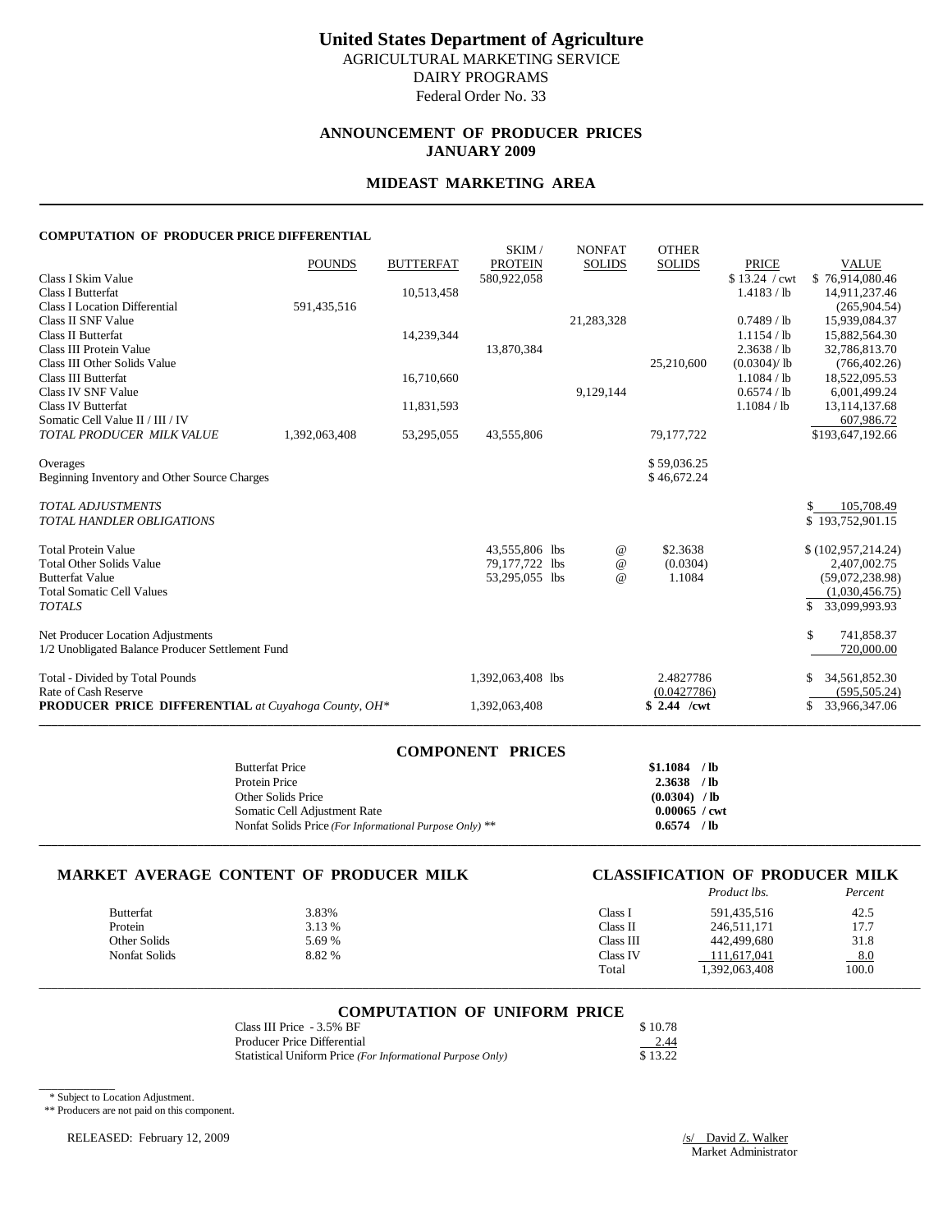# United States Department of Agriculture

AGRICULTURAL MARKETING SERVICE
DAIRY PROGRAMS
Federal Order No. 33

## ANNOUNCEMENT OF PRODUCER PRICES
## JANUARY 2009

## MIDEAST MARKETING AREA

### COMPUTATION OF PRODUCER PRICE DIFFERENTIAL

| | POUNDS | BUTTERFAT | SKIM / PROTEIN | NONFAT SOLIDS | OTHER SOLIDS | PRICE | VALUE |
|---|---|---|---|---|---|---|---|
| Class I Skim Value | | | 580,922,058 | | | $ 13.24 / cwt | $ 76,914,080.46 |
| Class I Butterfat | | 10,513,458 | | | | 1.4183 / lb | 14,911,237.46 |
| Class I Location Differential | 591,435,516 | | | | | | (265,904.54) |
| Class II SNF Value | | | | 21,283,328 | | 0.7489 / lb | 15,939,084.37 |
| Class II Butterfat | | 14,239,344 | | | | 1.1154 / lb | 15,882,564.30 |
| Class III Protein Value | | | 13,870,384 | | | 2.3638 / lb | 32,786,813.70 |
| Class III Other Solids Value | | | | | 25,210,600 | (0.0304)/ lb | (766,402.26) |
| Class III Butterfat | | 16,710,660 | | | | 1.1084 / lb | 18,522,095.53 |
| Class IV SNF Value | | | | 9,129,144 | | 0.6574 / lb | 6,001,499.24 |
| Class IV Butterfat | | 11,831,593 | | | | 1.1084 / lb | 13,114,137.68 |
| Somatic Cell Value II / III / IV | | | | | | | 607,986.72 |
| *TOTAL PRODUCER MILK VALUE* | 1,392,063,408 | 53,295,055 | 43,555,806 | | 79,177,722 | | $193,647,192.66 |

| | | | |
|---|---|---|---|
| Overages | | $ 59,036.25 | |
| Beginning Inventory and Other Source Charges | | $ 46,672.24 | |
| *TOTAL ADJUSTMENTS* | | | $ 105,708.49 |
| *TOTAL HANDLER OBLIGATIONS* | | | $ 193,752,901.15 |
| Total Protein Value | 43,555,806 lbs @ | $2.3638 | $ (102,957,214.24) |
| Total Other Solids Value | 79,177,722 lbs @ | (0.0304) | 2,407,002.75 |
| Butterfat Value | 53,295,055 lbs @ | 1.1084 | (59,072,238.98) |
| Total Somatic Cell Values | | | (1,030,456.75) |
| *TOTALS* | | | $ 33,099,993.93 |
| Net Producer Location Adjustments | | | $ 741,858.37 |
| 1/2 Unobligated Balance Producer Settlement Fund | | | 720,000.00 |
| Total - Divided by Total Pounds | 1,392,063,408 lbs | 2.4827786 | $ 34,561,852.30 |
| Rate of Cash Reserve | | (0.0427786) | (595,505.24) |
| **PRODUCER PRICE DIFFERENTIAL** *at Cuyahoga County, OH\** | 1,392,063,408 | $ 2.44 /cwt | $ 33,966,347.06 |

### COMPONENT PRICES

| | |
|---|---|
| Butterfat Price | $1.1084 / lb |
| Protein Price | 2.3638 / lb |
| Other Solids Price | (0.0304) / lb |
| Somatic Cell Adjustment Rate | 0.00065 / cwt |
| Nonfat Solids Price *(For Informational Purpose Only)* ** | 0.6574 / lb |

### MARKET AVERAGE CONTENT OF PRODUCER MILK

| | |
|---|---|
| Butterfat | 3.83% |
| Protein | 3.13 % |
| Other Solids | 5.69 % |
| Nonfat Solids | 8.82 % |

### CLASSIFICATION OF PRODUCER MILK

| | *Product lbs.* | *Percent* |
|---|---|---|
| Class I | 591,435,516 | 42.5 |
| Class II | 246,511,171 | 17.7 |
| Class III | 442,499,680 | 31.8 |
| Class IV | 111,617,041 | 8.0 |
| Total | 1,392,063,408 | 100.0 |

### COMPUTATION OF UNIFORM PRICE

| | |
|---|---|
| Class III Price - 3.5% BF | $ 10.78 |
| Producer Price Differential | 2.44 |
| Statistical Uniform Price *(For Informational Purpose Only)* | $ 13.22 |

\* Subject to Location Adjustment.
** Producers are not paid on this component.

RELEASED: February 12, 2009

/s/ David Z. Walker
Market Administrator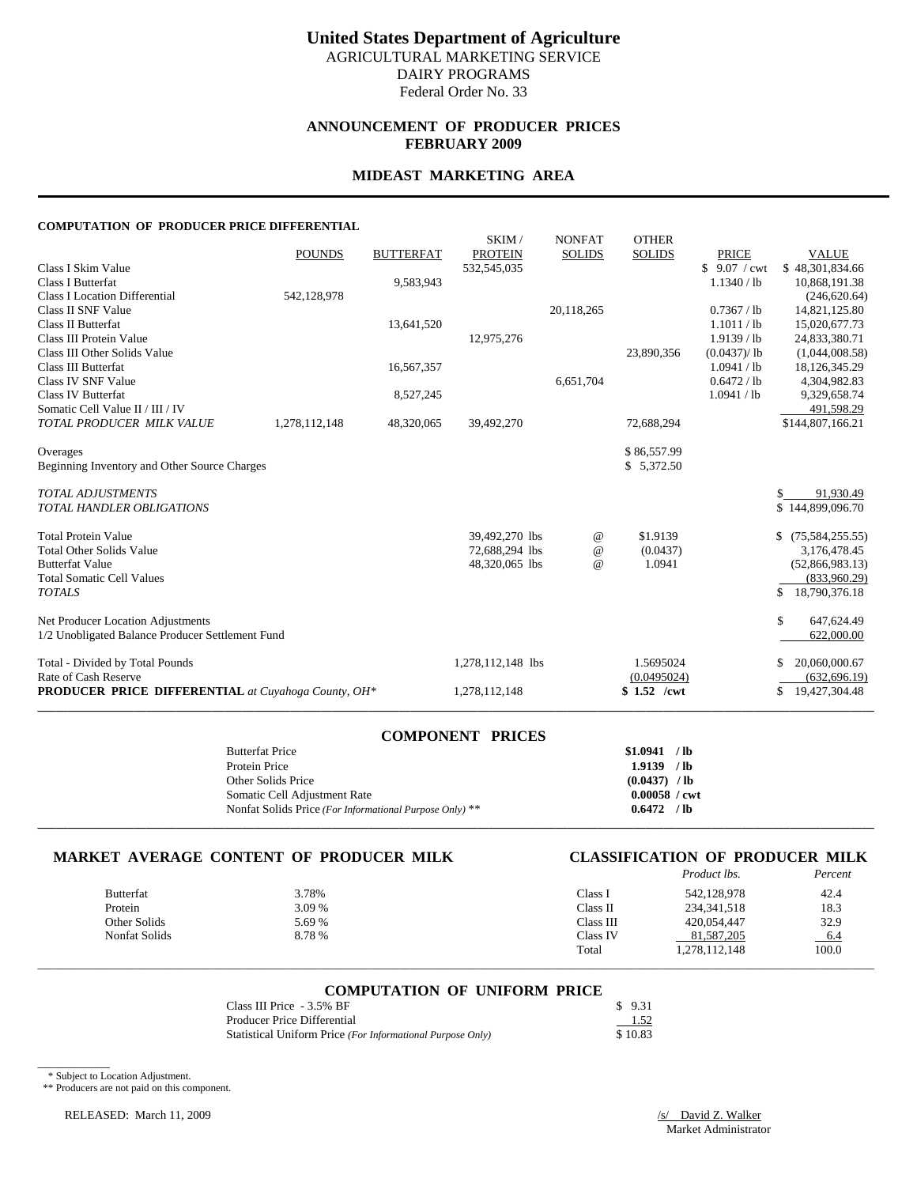# United States Department of Agriculture

AGRICULTURAL MARKETING SERVICE
DAIRY PROGRAMS
Federal Order No. 33

## ANNOUNCEMENT OF PRODUCER PRICES
## FEBRUARY 2009

## MIDEAST MARKETING AREA

### COMPUTATION OF PRODUCER PRICE DIFFERENTIAL

| | POUNDS | BUTTERFAT | SKIM / PROTEIN | NONFAT SOLIDS | OTHER SOLIDS | PRICE | VALUE |
|---|---|---|---|---|---|---|---|
| Class I Skim Value | | | 532,545,035 | | | $ 9.07 / cwt | $ 48,301,834.66 |
| Class I Butterfat | | 9,583,943 | | | | 1.1340 / lb | 10,868,191.38 |
| Class I Location Differential | 542,128,978 | | | | | | (246,620.64) |
| Class II SNF Value | | | | 20,118,265 | | 0.7367 / lb | 14,821,125.80 |
| Class II Butterfat | | 13,641,520 | | | | 1.1011 / lb | 15,020,677.73 |
| Class III Protein Value | | | 12,975,276 | | | 1.9139 / lb | 24,833,380.71 |
| Class III Other Solids Value | | | | | 23,890,356 | (0.0437)/ lb | (1,044,008.58) |
| Class III Butterfat | | 16,567,357 | | | | 1.0941 / lb | 18,126,345.29 |
| Class IV SNF Value | | | | 6,651,704 | | 0.6472 / lb | 4,304,982.83 |
| Class IV Butterfat | | 8,527,245 | | | | 1.0941 / lb | 9,329,658.74 |
| Somatic Cell Value II / III / IV | | | | | | | 491,598.29 |
| *TOTAL PRODUCER MILK VALUE* | 1,278,112,148 | 48,320,065 | 39,492,270 | | 72,688,294 | | $144,807,166.21 |
| Overages | | | | | $ 86,557.99 | | |
| Beginning Inventory and Other Source Charges | | | | | $ 5,372.50 | | |
| *TOTAL ADJUSTMENTS* | | | | | | | $ 91,930.49 |
| *TOTAL HANDLER OBLIGATIONS* | | | | | | | $ 144,899,096.70 |
| Total Protein Value | | | 39,492,270 lbs | @ | $1.9139 | | $ (75,584,255.55) |
| Total Other Solids Value | | | 72,688,294 lbs | @ | (0.0437) | | 3,176,478.45 |
| Butterfat Value | | | 48,320,065 lbs | @ | 1.0941 | | (52,866,983.13) |
| Total Somatic Cell Values | | | | | | | (833,960.29) |
| *TOTALS* | | | | | | | $ 18,790,376.18 |
| Net Producer Location Adjustments | | | | | | | $ 647,624.49 |
| 1/2 Unobligated Balance Producer Settlement Fund | | | | | | | 622,000.00 |
| Total - Divided by Total Pounds | | | 1,278,112,148 lbs | | 1.5695024 | | $ 20,060,000.67 |
| Rate of Cash Reserve | | | | | (0.0495024) | | (632,696.19) |
| **PRODUCER PRICE DIFFERENTIAL** *at Cuyahoga County, OH\** | | | 1,278,112,148 | | **$ 1.52 /cwt** | | $ 19,427,304.48 |

### COMPONENT PRICES

| | |
|---|---|
| Butterfat Price | **$1.0941 / lb** |
| Protein Price | **1.9139 / lb** |
| Other Solids Price | **(0.0437) / lb** |
| Somatic Cell Adjustment Rate | **0.00058 / cwt** |
| Nonfat Solids Price *(For Informational Purpose Only)* ** | **0.6472 / lb** |

### MARKET AVERAGE CONTENT OF PRODUCER MILK

| | |
|---|---|
| Butterfat | 3.78% |
| Protein | 3.09 % |
| Other Solids | 5.69 % |
| Nonfat Solids | 8.78 % |

### CLASSIFICATION OF PRODUCER MILK

| | *Product lbs.* | *Percent* |
|---|---|---|
| Class I | 542,128,978 | 42.4 |
| Class II | 234,341,518 | 18.3 |
| Class III | 420,054,447 | 32.9 |
| Class IV | 81,587,205 | 6.4 |
| Total | 1,278,112,148 | 100.0 |

### COMPUTATION OF UNIFORM PRICE

| | |
|---|---|
| Class III Price - 3.5% BF | $ 9.31 |
| Producer Price Differential | 1.52 |
| Statistical Uniform Price *(For Informational Purpose Only)* | $ 10.83 |

\* Subject to Location Adjustment.
** Producers are not paid on this component.

RELEASED: March 11, 2009

/s/ David Z. Walker
Market Administrator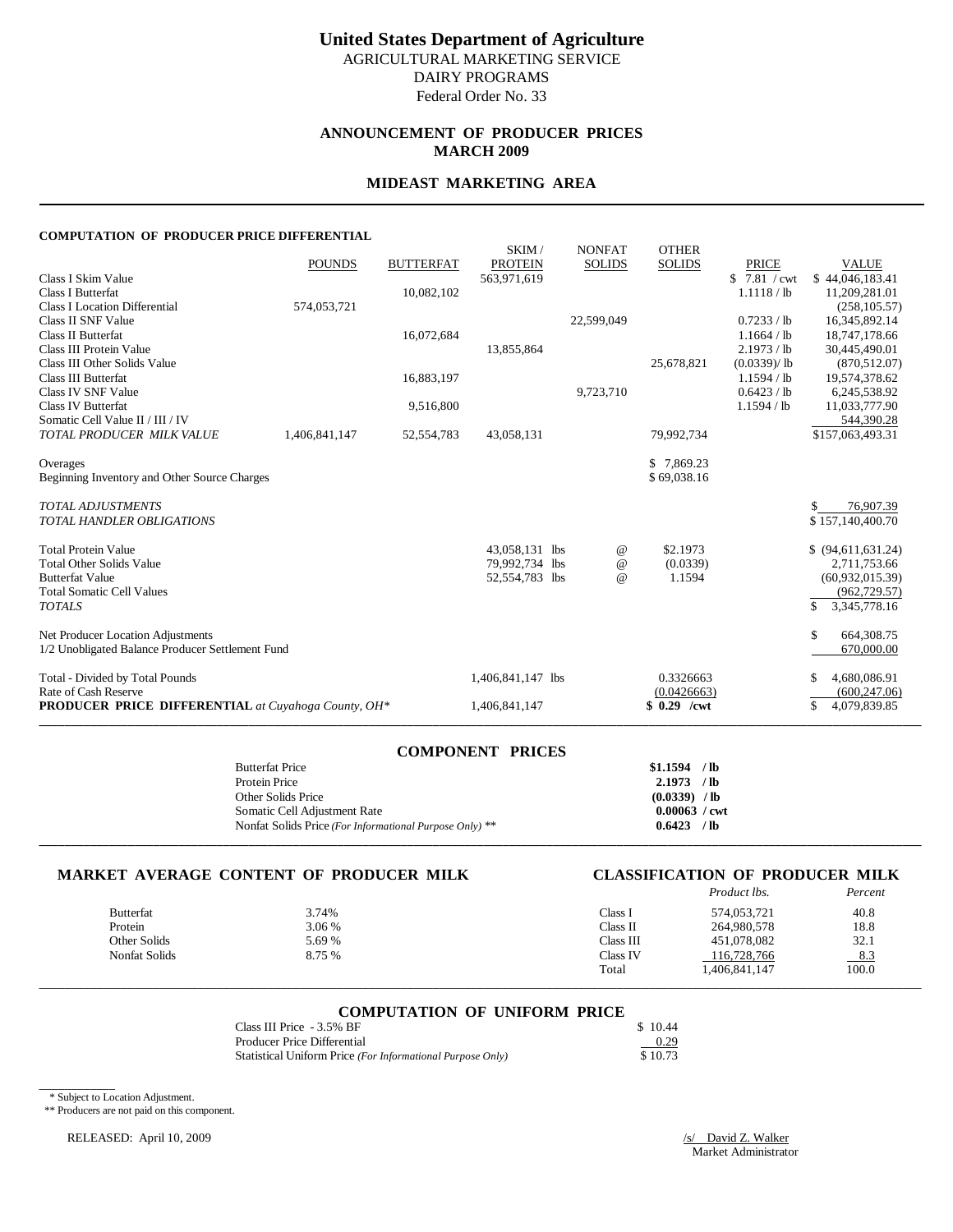# United States Department of Agriculture

AGRICULTURAL MARKETING SERVICE
DAIRY PROGRAMS
Federal Order No. 33

## ANNOUNCEMENT OF PRODUCER PRICES
## MARCH 2009

## MIDEAST MARKETING AREA

### COMPUTATION OF PRODUCER PRICE DIFFERENTIAL

| | POUNDS | BUTTERFAT | SKIM / PROTEIN | NONFAT SOLIDS | OTHER SOLIDS | PRICE | VALUE |
|---|---|---|---|---|---|---|---|
| Class I Skim Value | | | 563,971,619 | | | $ 7.81 / cwt | $ 44,046,183.41 |
| Class I Butterfat | | 10,082,102 | | | | 1.1118 / lb | 11,209,281.01 |
| Class I Location Differential | 574,053,721 | | | | | | (258,105.57) |
| Class II SNF Value | | | | 22,599,049 | | 0.7233 / lb | 16,345,892.14 |
| Class II Butterfat | | 16,072,684 | | | | 1.1664 / lb | 18,747,178.66 |
| Class III Protein Value | | | 13,855,864 | | | 2.1973 / lb | 30,445,490.01 |
| Class III Other Solids Value | | | | | 25,678,821 | (0.0339)/ lb | (870,512.07) |
| Class III Butterfat | | 16,883,197 | | | | 1.1594 / lb | 19,574,378.62 |
| Class IV SNF Value | | | | 9,723,710 | | 0.6423 / lb | 6,245,538.92 |
| Class IV Butterfat | | 9,516,800 | | | | 1.1594 / lb | 11,033,777.90 |
| Somatic Cell Value II / III / IV | | | | | | | 544,390.28 |
| *TOTAL PRODUCER MILK VALUE* | 1,406,841,147 | 52,554,783 | 43,058,131 | | 79,992,734 | | $157,063,493.31 |
| Overages | | | | | $ 7,869.23 | | |
| Beginning Inventory and Other Source Charges | | | | | $ 69,038.16 | | |
| *TOTAL ADJUSTMENTS* | | | | | | | $ 76,907.39 |
| *TOTAL HANDLER OBLIGATIONS* | | | | | | | $ 157,140,400.70 |
| Total Protein Value | | | 43,058,131 lbs | @ | $2.1973 | | $ (94,611,631.24) |
| Total Other Solids Value | | | 79,992,734 lbs | @ | (0.0339) | | 2,711,753.66 |
| Butterfat Value | | | 52,554,783 lbs | @ | 1.1594 | | (60,932,015.39) |
| Total Somatic Cell Values | | | | | | | (962,729.57) |
| *TOTALS* | | | | | | | $ 3,345,778.16 |
| Net Producer Location Adjustments | | | | | | | $ 664,308.75 |
| 1/2 Unobligated Balance Producer Settlement Fund | | | | | | | 670,000.00 |
| Total - Divided by Total Pounds | | | 1,406,841,147 lbs | | 0.3326663 | | $ 4,680,086.91 |
| Rate of Cash Reserve | | | | | (0.0426663) | | (600,247.06) |
| **PRODUCER PRICE DIFFERENTIAL** *at Cuyahoga County, OH\** | | | 1,406,841,147 | | **$ 0.29 /cwt** | | $ 4,079,839.85 |

### COMPONENT PRICES

| | |
|---|---|
| Butterfat Price | **$1.1594 / lb** |
| Protein Price | **2.1973 / lb** |
| Other Solids Price | **(0.0339) / lb** |
| Somatic Cell Adjustment Rate | **0.00063 / cwt** |
| Nonfat Solids Price *(For Informational Purpose Only)* ** | **0.6423 / lb** |

### MARKET AVERAGE CONTENT OF PRODUCER MILK

| | |
|---|---|
| Butterfat | 3.74% |
| Protein | 3.06 % |
| Other Solids | 5.69 % |
| Nonfat Solids | 8.75 % |

### CLASSIFICATION OF PRODUCER MILK

| | *Product lbs.* | *Percent* |
|---|---|---|
| Class I | 574,053,721 | 40.8 |
| Class II | 264,980,578 | 18.8 |
| Class III | 451,078,082 | 32.1 |
| Class IV | 116,728,766 | 8.3 |
| Total | 1,406,841,147 | 100.0 |

### COMPUTATION OF UNIFORM PRICE

| | |
|---|---|
| Class III Price - 3.5% BF | $ 10.44 |
| Producer Price Differential | 0.29 |
| Statistical Uniform Price *(For Informational Purpose Only)* | $ 10.73 |

\* Subject to Location Adjustment.
** Producers are not paid on this component.

RELEASED: April 10, 2009

/s/ David Z. Walker
Market Administrator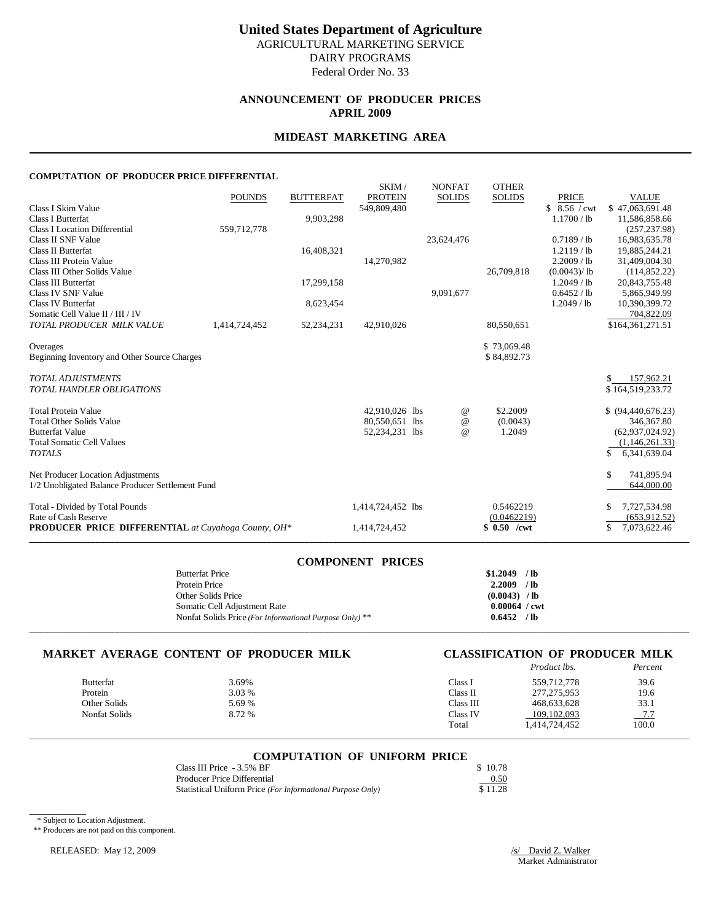# United States Department of Agriculture

AGRICULTURAL MARKETING SERVICE
DAIRY PROGRAMS
Federal Order No. 33

## ANNOUNCEMENT OF PRODUCER PRICES
## APRIL 2009

## MIDEAST MARKETING AREA

### COMPUTATION OF PRODUCER PRICE DIFFERENTIAL

| | POUNDS | BUTTERFAT | SKIM / PROTEIN | NONFAT SOLIDS | OTHER SOLIDS | PRICE | VALUE |
|---|---|---|---|---|---|---|---|
| Class I Skim Value | | | 549,809,480 | | | $ 8.56 / cwt | $ 47,063,691.48 |
| Class I Butterfat | | 9,903,298 | | | | 1.1700 / lb | 11,586,858.66 |
| Class I Location Differential | 559,712,778 | | | | | | (257,237.98) |
| Class II SNF Value | | | | 23,624,476 | | 0.7189 / lb | 16,983,635.78 |
| Class II Butterfat | | 16,408,321 | | | | 1.2119 / lb | 19,885,244.21 |
| Class III Protein Value | | | 14,270,982 | | | 2.2009 / lb | 31,409,004.30 |
| Class III Other Solids Value | | | | | 26,709,818 | (0.0043)/ lb | (114,852.22) |
| Class III Butterfat | | 17,299,158 | | | | 1.2049 / lb | 20,843,755.48 |
| Class IV SNF Value | | | | 9,091,677 | | 0.6452 / lb | 5,865,949.99 |
| Class IV Butterfat | | 8,623,454 | | | | 1.2049 / lb | 10,390,399.72 |
| Somatic Cell Value II / III / IV | | | | | | | 704,822.09 |
| *TOTAL PRODUCER MILK VALUE* | 1,414,724,452 | 52,234,231 | 42,910,026 | | 80,550,651 | | $164,361,271.51 |
| Overages | | | | | $ 73,069.48 | | |
| Beginning Inventory and Other Source Charges | | | | | $ 84,892.73 | | |
| *TOTAL ADJUSTMENTS* | | | | | | | $ 157,962.21 |
| *TOTAL HANDLER OBLIGATIONS* | | | | | | | $ 164,519,233.72 |
| Total Protein Value | | | 42,910,026 lbs | @ | $2.2009 | | $ (94,440,676.23) |
| Total Other Solids Value | | | 80,550,651 lbs | @ | (0.0043) | | 346,367.80 |
| Butterfat Value | | | 52,234,231 lbs | @ | 1.2049 | | (62,937,024.92) |
| Total Somatic Cell Values | | | | | | | (1,146,261.33) |
| *TOTALS* | | | | | | | $ 6,341,639.04 |
| Net Producer Location Adjustments | | | | | | | $ 741,895.94 |
| 1/2 Unobligated Balance Producer Settlement Fund | | | | | | | 644,000.00 |
| Total - Divided by Total Pounds | | | 1,414,724,452 lbs | | 0.5462219 | | $ 7,727,534.98 |
| Rate of Cash Reserve | | | | | (0.0462219) | | (653,912.52) |
| **PRODUCER PRICE DIFFERENTIAL** *at Cuyahoga County, OH\** | | | 1,414,724,452 | | $ 0.50 /cwt | | $ 7,073,622.46 |

### COMPONENT PRICES

| | |
|---|---|
| Butterfat Price | **$1.2049 / lb** |
| Protein Price | **2.2009 / lb** |
| Other Solids Price | **(0.0043) / lb** |
| Somatic Cell Adjustment Rate | **0.00064 / cwt** |
| Nonfat Solids Price *(For Informational Purpose Only)* ** | **0.6452 / lb** |

### MARKET AVERAGE CONTENT OF PRODUCER MILK

| | |
|---|---|
| Butterfat | 3.69% |
| Protein | 3.03 % |
| Other Solids | 5.69 % |
| Nonfat Solids | 8.72 % |

### CLASSIFICATION OF PRODUCER MILK

| | *Product lbs.* | *Percent* |
|---|---|---|
| Class I | 559,712,778 | 39.6 |
| Class II | 277,275,953 | 19.6 |
| Class III | 468,633,628 | 33.1 |
| Class IV | 109,102,093 | 7.7 |
| Total | 1,414,724,452 | 100.0 |

### COMPUTATION OF UNIFORM PRICE

| | |
|---|---|
| Class III Price - 3.5% BF | $ 10.78 |
| Producer Price Differential | 0.50 |
| Statistical Uniform Price *(For Informational Purpose Only)* | $ 11.28 |

\* Subject to Location Adjustment.
\** Producers are not paid on this component.

RELEASED: May 12, 2009

/s/ David Z. Walker
Market Administrator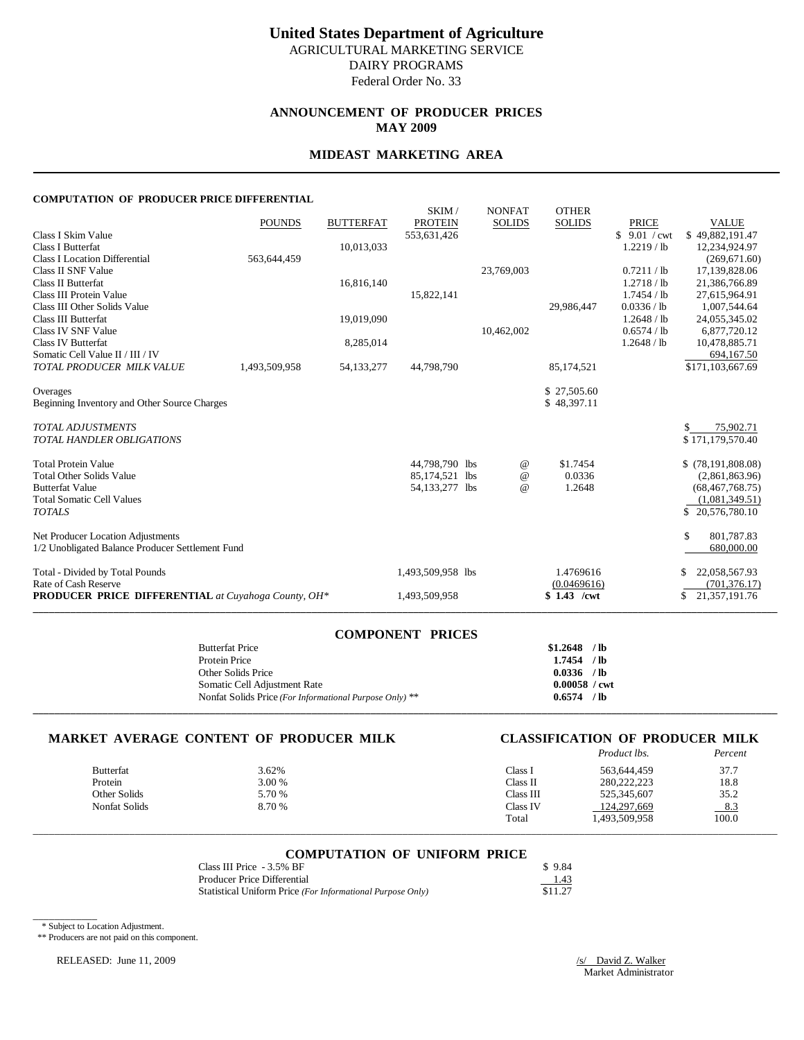# United States Department of Agriculture

AGRICULTURAL MARKETING SERVICE
DAIRY PROGRAMS
Federal Order No. 33

## ANNOUNCEMENT OF PRODUCER PRICES
## MAY 2009

## MIDEAST MARKETING AREA

### COMPUTATION OF PRODUCER PRICE DIFFERENTIAL

| | POUNDS | BUTTERFAT | SKIM / PROTEIN | NONFAT SOLIDS | OTHER SOLIDS | PRICE | VALUE |
|---|---|---|---|---|---|---|---|
| Class I Skim Value | | | 553,631,426 | | | $ 9.01 / cwt | $ 49,882,191.47 |
| Class I Butterfat | | 10,013,033 | | | | 1.2219 / lb | 12,234,924.97 |
| Class I Location Differential | 563,644,459 | | | | | | (269,671.60) |
| Class II SNF Value | | | | 23,769,003 | | 0.7211 / lb | 17,139,828.06 |
| Class II Butterfat | | 16,816,140 | | | | 1.2718 / lb | 21,386,766.89 |
| Class III Protein Value | | | 15,822,141 | | | 1.7454 / lb | 27,615,964.91 |
| Class III Other Solids Value | | | | | 29,986,447 | 0.0336 / lb | 1,007,544.64 |
| Class III Butterfat | | 19,019,090 | | | | 1.2648 / lb | 24,055,345.02 |
| Class IV SNF Value | | | | 10,462,002 | | 0.6574 / lb | 6,877,720.12 |
| Class IV Butterfat | | 8,285,014 | | | | 1.2648 / lb | 10,478,885.71 |
| Somatic Cell Value II / III / IV | | | | | | | 694,167.50 |
| *TOTAL PRODUCER MILK VALUE* | 1,493,509,958 | 54,133,277 | 44,798,790 | | 85,174,521 | | $171,103,667.69 |
| Overages | | | | | $ 27,505.60 | | |
| Beginning Inventory and Other Source Charges | | | | | $ 48,397.11 | | |
| *TOTAL ADJUSTMENTS* | | | | | | | $ 75,902.71 |
| *TOTAL HANDLER OBLIGATIONS* | | | | | | | $ 171,179,570.40 |
| Total Protein Value | | | 44,798,790 lbs | @ | $1.7454 | | $ (78,191,808.08) |
| Total Other Solids Value | | | 85,174,521 lbs | @ | 0.0336 | | (2,861,863.96) |
| Butterfat Value | | | 54,133,277 lbs | @ | 1.2648 | | (68,467,768.75) |
| Total Somatic Cell Values | | | | | | | (1,081,349.51) |
| *TOTALS* | | | | | | | $ 20,576,780.10 |
| Net Producer Location Adjustments | | | | | | | $ 801,787.83 |
| 1/2 Unobligated Balance Producer Settlement Fund | | | | | | | 680,000.00 |
| Total - Divided by Total Pounds | | | 1,493,509,958 lbs | | 1.4769616 | | $ 22,058,567.93 |
| Rate of Cash Reserve | | | | | (0.0469616) | | (701,376.17) |
| **PRODUCER PRICE DIFFERENTIAL** *at Cuyahoga County, OH\** | | | 1,493,509,958 | | **$ 1.43 /cwt** | | $ 21,357,191.76 |

### COMPONENT PRICES

| | |
|---|---|
| Butterfat Price | **$1.2648 / lb** |
| Protein Price | **1.7454 / lb** |
| Other Solids Price | **0.0336 / lb** |
| Somatic Cell Adjustment Rate | **0.00058 / cwt** |
| Nonfat Solids Price *(For Informational Purpose Only)* ** | **0.6574 / lb** |

### MARKET AVERAGE CONTENT OF PRODUCER MILK

| | |
|---|---|
| Butterfat | 3.62% |
| Protein | 3.00 % |
| Other Solids | 5.70 % |
| Nonfat Solids | 8.70 % |

### CLASSIFICATION OF PRODUCER MILK

| | *Product lbs.* | *Percent* |
|---|---|---|
| Class I | 563,644,459 | 37.7 |
| Class II | 280,222,223 | 18.8 |
| Class III | 525,345,607 | 35.2 |
| Class IV | 124,297,669 | 8.3 |
| Total | 1,493,509,958 | 100.0 |

### COMPUTATION OF UNIFORM PRICE

| | |
|---|---|
| Class III Price - 3.5% BF | $ 9.84 |
| Producer Price Differential | 1.43 |
| Statistical Uniform Price *(For Informational Purpose Only)* | $11.27 |

\* Subject to Location Adjustment.

** Producers are not paid on this component.

RELEASED: June 11, 2009

/s/ David Z. Walker
Market Administrator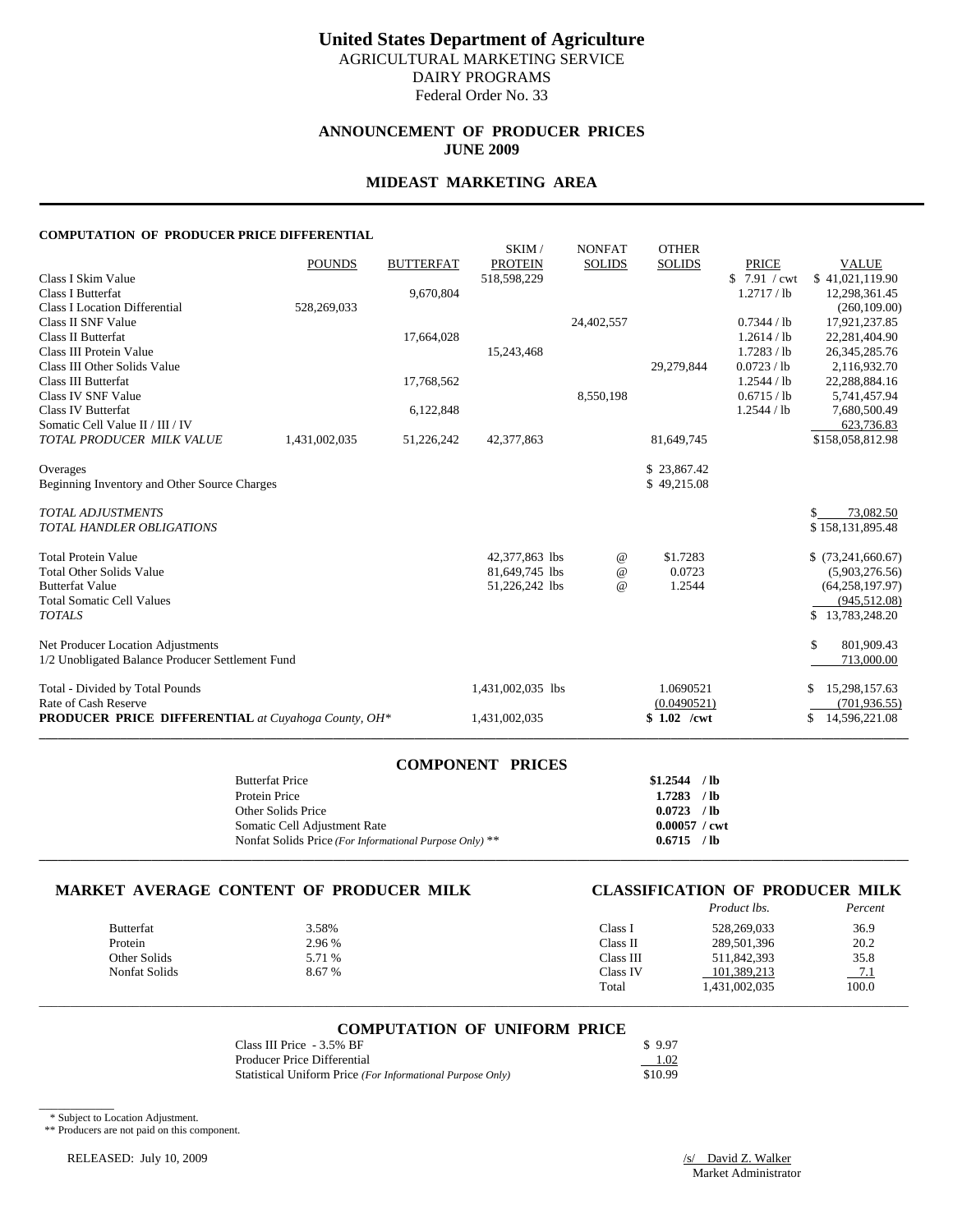# United States Department of Agriculture

AGRICULTURAL MARKETING SERVICE
DAIRY PROGRAMS
Federal Order No. 33

## ANNOUNCEMENT OF PRODUCER PRICES
## JUNE 2009

## MIDEAST MARKETING AREA

### COMPUTATION OF PRODUCER PRICE DIFFERENTIAL

| | POUNDS | BUTTERFAT | SKIM / PROTEIN | NONFAT SOLIDS | OTHER SOLIDS | PRICE | VALUE |
|---|---|---|---|---|---|---|---|
| Class I Skim Value | | | 518,598,229 | | | $ 7.91 / cwt | $ 41,021,119.90 |
| Class I Butterfat | | 9,670,804 | | | | 1.2717 / lb | 12,298,361.45 |
| Class I Location Differential | 528,269,033 | | | | | | (260,109.00) |
| Class II SNF Value | | | | 24,402,557 | | 0.7344 / lb | 17,921,237.85 |
| Class II Butterfat | | 17,664,028 | | | | 1.2614 / lb | 22,281,404.90 |
| Class III Protein Value | | | 15,243,468 | | | 1.7283 / lb | 26,345,285.76 |
| Class III Other Solids Value | | | | | 29,279,844 | 0.0723 / lb | 2,116,932.70 |
| Class III Butterfat | | 17,768,562 | | | | 1.2544 / lb | 22,288,884.16 |
| Class IV SNF Value | | | | 8,550,198 | | 0.6715 / lb | 5,741,457.94 |
| Class IV Butterfat | | 6,122,848 | | | | 1.2544 / lb | 7,680,500.49 |
| Somatic Cell Value II / III / IV | | | | | | | 623,736.83 |
| *TOTAL PRODUCER MILK VALUE* | 1,431,002,035 | 51,226,242 | 42,377,863 | | 81,649,745 | | $158,058,812.98 |
| Overages | | | | | $ 23,867.42 | | |
| Beginning Inventory and Other Source Charges | | | | | $ 49,215.08 | | |
| *TOTAL ADJUSTMENTS* | | | | | | | $ 73,082.50 |
| *TOTAL HANDLER OBLIGATIONS* | | | | | | | $ 158,131,895.48 |
| Total Protein Value | | | 42,377,863 lbs | @ | $1.7283 | | $ (73,241,660.67) |
| Total Other Solids Value | | | 81,649,745 lbs | @ | 0.0723 | | (5,903,276.56) |
| Butterfat Value | | | 51,226,242 lbs | @ | 1.2544 | | (64,258,197.97) |
| Total Somatic Cell Values | | | | | | | (945,512.08) |
| *TOTALS* | | | | | | | $ 13,783,248.20 |
| Net Producer Location Adjustments | | | | | | | $ 801,909.43 |
| 1/2 Unobligated Balance Producer Settlement Fund | | | | | | | 713,000.00 |
| Total - Divided by Total Pounds | | | 1,431,002,035 lbs | | 1.0690521 | | $ 15,298,157.63 |
| Rate of Cash Reserve | | | | | (0.0490521) | | (701,936.55) |
| **PRODUCER PRICE DIFFERENTIAL** *at Cuyahoga County, OH\** | | | 1,431,002,035 | | **$ 1.02 /cwt** | | $ 14,596,221.08 |

### COMPONENT PRICES

| | |
|---|---|
| Butterfat Price | **$1.2544 / lb** |
| Protein Price | **1.7283 / lb** |
| Other Solids Price | **0.0723 / lb** |
| Somatic Cell Adjustment Rate | **0.00057 / cwt** |
| Nonfat Solids Price *(For Informational Purpose Only)* ** | **0.6715 / lb** |

### MARKET AVERAGE CONTENT OF PRODUCER MILK

| | |
|---|---|
| Butterfat | 3.58% |
| Protein | 2.96 % |
| Other Solids | 5.71 % |
| Nonfat Solids | 8.67 % |

### CLASSIFICATION OF PRODUCER MILK

| | *Product lbs.* | *Percent* |
|---|---|---|
| Class I | 528,269,033 | 36.9 |
| Class II | 289,501,396 | 20.2 |
| Class III | 511,842,393 | 35.8 |
| Class IV | 101,389,213 | 7.1 |
| Total | 1,431,002,035 | 100.0 |

### COMPUTATION OF UNIFORM PRICE

| | |
|---|---|
| Class III Price - 3.5% BF | $ 9.97 |
| Producer Price Differential | 1.02 |
| Statistical Uniform Price *(For Informational Purpose Only)* | $10.99 |

\* Subject to Location Adjustment.
** Producers are not paid on this component.

RELEASED: July 10, 2009

/s/ David Z. Walker
Market Administrator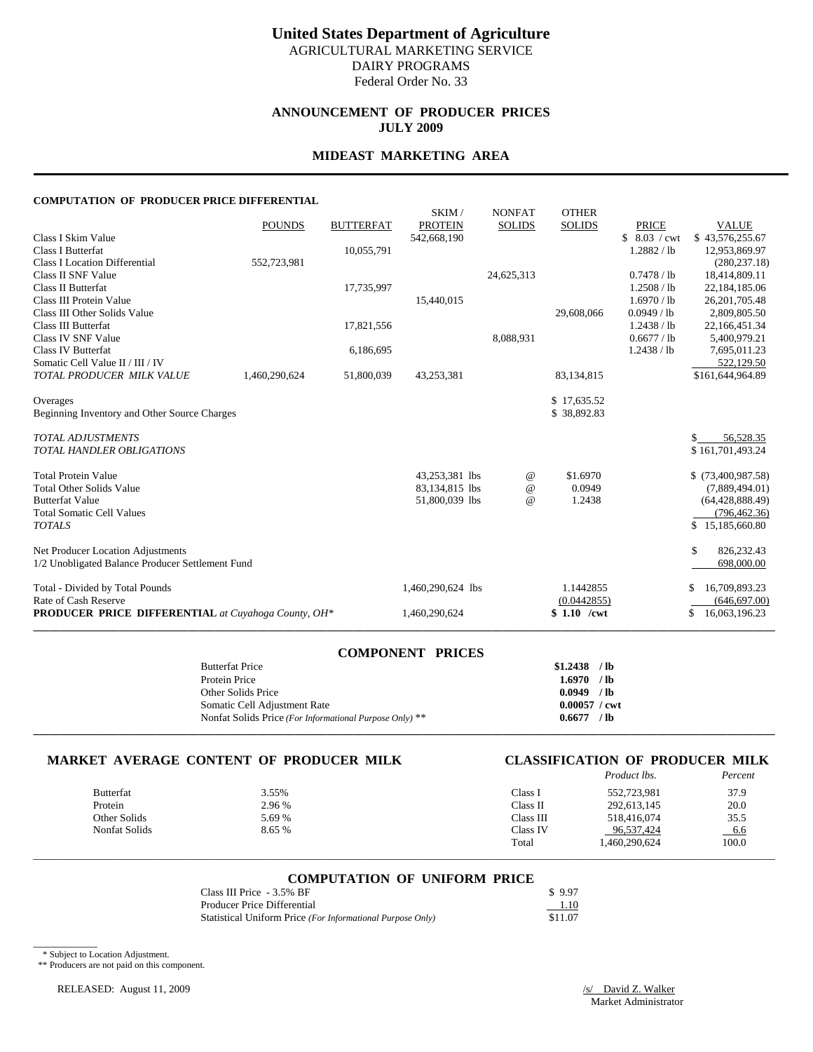# United States Department of Agriculture

AGRICULTURAL MARKETING SERVICE
DAIRY PROGRAMS
Federal Order No. 33

## ANNOUNCEMENT OF PRODUCER PRICES
## JULY 2009

## MIDEAST MARKETING AREA

#### COMPUTATION OF PRODUCER PRICE DIFFERENTIAL

| | POUNDS | BUTTERFAT | SKIM / PROTEIN | NONFAT SOLIDS | OTHER SOLIDS | PRICE | VALUE |
|---|---|---|---|---|---|---|---|
| Class I Skim Value | | | 542,668,190 | | | $ 8.03 / cwt | $ 43,576,255.67 |
| Class I Butterfat | | 10,055,791 | | | | 1.2882 / lb | 12,953,869.97 |
| Class I Location Differential | 552,723,981 | | | | | | (280,237.18) |
| Class II SNF Value | | | | 24,625,313 | | 0.7478 / lb | 18,414,809.11 |
| Class II Butterfat | | 17,735,997 | | | | 1.2508 / lb | 22,184,185.06 |
| Class III Protein Value | | | 15,440,015 | | | 1.6970 / lb | 26,201,705.48 |
| Class III Other Solids Value | | | | | 29,608,066 | 0.0949 / lb | 2,809,805.50 |
| Class III Butterfat | | 17,821,556 | | | | 1.2438 / lb | 22,166,451.34 |
| Class IV SNF Value | | | | 8,088,931 | | 0.6677 / lb | 5,400,979.21 |
| Class IV Butterfat | | 6,186,695 | | | | 1.2438 / lb | 7,695,011.23 |
| Somatic Cell Value II / III / IV | | | | | | | 522,129.50 |
| *TOTAL PRODUCER MILK VALUE* | 1,460,290,624 | 51,800,039 | 43,253,381 | | 83,134,815 | | $161,644,964.89 |
| Overages | | | | | $ 17,635.52 | | |
| Beginning Inventory and Other Source Charges | | | | | $ 38,892.83 | | |
| *TOTAL ADJUSTMENTS* | | | | | | | $ 56,528.35 |
| *TOTAL HANDLER OBLIGATIONS* | | | | | | | $ 161,701,493.24 |
| Total Protein Value | | | 43,253,381 lbs | @ | $1.6970 | | $ (73,400,987.58) |
| Total Other Solids Value | | | 83,134,815 lbs | @ | 0.0949 | | (7,889,494.01) |
| Butterfat Value | | | 51,800,039 lbs | @ | 1.2438 | | (64,428,888.49) |
| Total Somatic Cell Values | | | | | | | (796,462.36) |
| *TOTALS* | | | | | | | $ 15,185,660.80 |
| Net Producer Location Adjustments | | | | | | | $ 826,232.43 |
| 1/2 Unobligated Balance Producer Settlement Fund | | | | | | | 698,000.00 |
| Total - Divided by Total Pounds | | | 1,460,290,624 lbs | | 1.1442855 | | $ 16,709,893.23 |
| Rate of Cash Reserve | | | | | (0.0442855) | | (646,697.00) |
| **PRODUCER PRICE DIFFERENTIAL** *at Cuyahoga County, OH\** | | | 1,460,290,624 | | **$ 1.10 /cwt** | | $ 16,063,196.23 |

### COMPONENT PRICES

| | |
|---|---|
| Butterfat Price | **$1.2438 / lb** |
| Protein Price | **1.6970 / lb** |
| Other Solids Price | **0.0949 / lb** |
| Somatic Cell Adjustment Rate | **0.00057 / cwt** |
| Nonfat Solids Price *(For Informational Purpose Only)* ** | **0.6677 / lb** |

### MARKET AVERAGE CONTENT OF PRODUCER MILK

| | |
|---|---|
| Butterfat | 3.55% |
| Protein | 2.96 % |
| Other Solids | 5.69 % |
| Nonfat Solids | 8.65 % |

### CLASSIFICATION OF PRODUCER MILK

| | *Product lbs.* | *Percent* |
|---|---|---|
| Class I | 552,723,981 | 37.9 |
| Class II | 292,613,145 | 20.0 |
| Class III | 518,416,074 | 35.5 |
| Class IV | 96,537,424 | 6.6 |
| Total | 1,460,290,624 | 100.0 |

### COMPUTATION OF UNIFORM PRICE

| | |
|---|---|
| Class III Price - 3.5% BF | $ 9.97 |
| Producer Price Differential | 1.10 |
| Statistical Uniform Price *(For Informational Purpose Only)* | $11.07 |

\* Subject to Location Adjustment.
** Producers are not paid on this component.

RELEASED: August 11, 2009

/s/ David Z. Walker
Market Administrator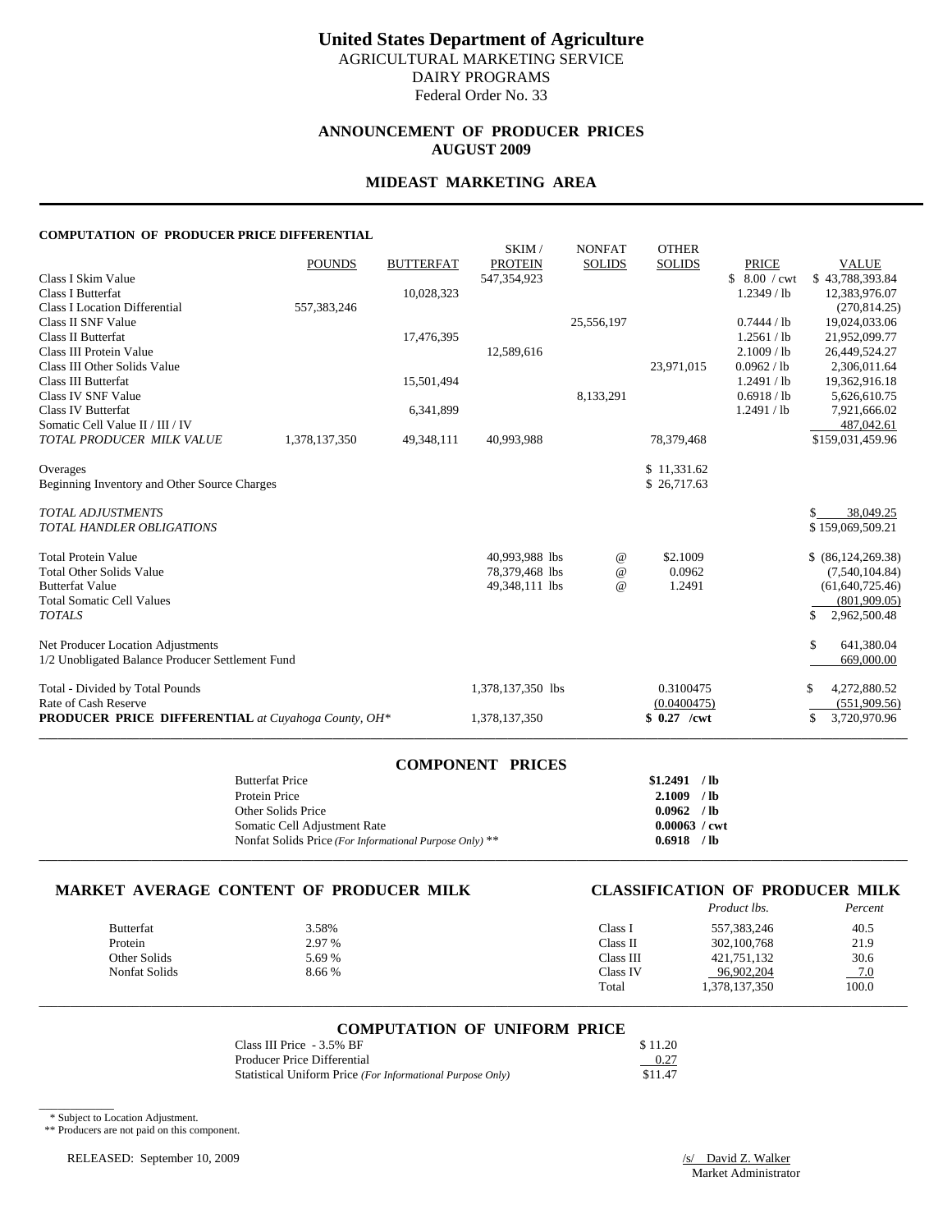# United States Department of Agriculture

AGRICULTURAL MARKETING SERVICE
DAIRY PROGRAMS
Federal Order No. 33

## ANNOUNCEMENT OF PRODUCER PRICES
## AUGUST 2009

## MIDEAST MARKETING AREA

#### COMPUTATION OF PRODUCER PRICE DIFFERENTIAL

| | POUNDS | BUTTERFAT | SKIM / PROTEIN | NONFAT SOLIDS | OTHER SOLIDS | PRICE | VALUE |
|---|---|---|---|---|---|---|---|
| Class I Skim Value | | | 547,354,923 | | | $ 8.00 / cwt | $ 43,788,393.84 |
| Class I Butterfat | | 10,028,323 | | | | 1.2349 / lb | 12,383,976.07 |
| Class I Location Differential | 557,383,246 | | | | | | (270,814.25) |
| Class II SNF Value | | | | 25,556,197 | | 0.7444 / lb | 19,024,033.06 |
| Class II Butterfat | | 17,476,395 | | | | 1.2561 / lb | 21,952,099.77 |
| Class III Protein Value | | | 12,589,616 | | | 2.1009 / lb | 26,449,524.27 |
| Class III Other Solids Value | | | | | 23,971,015 | 0.0962 / lb | 2,306,011.64 |
| Class III Butterfat | | 15,501,494 | | | | 1.2491 / lb | 19,362,916.18 |
| Class IV SNF Value | | | | 8,133,291 | | 0.6918 / lb | 5,626,610.75 |
| Class IV Butterfat | | 6,341,899 | | | | 1.2491 / lb | 7,921,666.02 |
| Somatic Cell Value II / III / IV | | | | | | | 487,042.61 |
| *TOTAL PRODUCER MILK VALUE* | 1,378,137,350 | 49,348,111 | 40,993,988 | | 78,379,468 | | $159,031,459.96 |
| Overages | | | | | $ 11,331.62 | | |
| Beginning Inventory and Other Source Charges | | | | | $ 26,717.63 | | |
| *TOTAL ADJUSTMENTS* | | | | | | | $ 38,049.25 |
| *TOTAL HANDLER OBLIGATIONS* | | | | | | | $ 159,069,509.21 |
| Total Protein Value | | | 40,993,988 lbs | @ | $2.1009 | | $ (86,124,269.38) |
| Total Other Solids Value | | | 78,379,468 lbs | @ | 0.0962 | | (7,540,104.84) |
| Butterfat Value | | | 49,348,111 lbs | @ | 1.2491 | | (61,640,725.46) |
| Total Somatic Cell Values | | | | | | | (801,909.05) |
| *TOTALS* | | | | | | | $ 2,962,500.48 |
| Net Producer Location Adjustments | | | | | | | $ 641,380.04 |
| 1/2 Unobligated Balance Producer Settlement Fund | | | | | | | 669,000.00 |
| Total - Divided by Total Pounds | | | 1,378,137,350 lbs | | 0.3100475 | | $ 4,272,880.52 |
| Rate of Cash Reserve | | | | | (0.0400475) | | (551,909.56) |
| **PRODUCER PRICE DIFFERENTIAL** *at Cuyahoga County, OH\** | | | 1,378,137,350 | | **$ 0.27 /cwt** | | $ 3,720,970.96 |

### COMPONENT PRICES

| | |
|---|---|
| Butterfat Price | **$1.2491 / lb** |
| Protein Price | **2.1009 / lb** |
| Other Solids Price | **0.0962 / lb** |
| Somatic Cell Adjustment Rate | **0.00063 / cwt** |
| Nonfat Solids Price *(For Informational Purpose Only)* ** | **0.6918 / lb** |

### MARKET AVERAGE CONTENT OF PRODUCER MILK

| | |
|---|---|
| Butterfat | 3.58% |
| Protein | 2.97 % |
| Other Solids | 5.69 % |
| Nonfat Solids | 8.66 % |

### CLASSIFICATION OF PRODUCER MILK

| | *Product lbs.* | *Percent* |
|---|---|---|
| Class I | 557,383,246 | 40.5 |
| Class II | 302,100,768 | 21.9 |
| Class III | 421,751,132 | 30.6 |
| Class IV | 96,902,204 | 7.0 |
| Total | 1,378,137,350 | 100.0 |

### COMPUTATION OF UNIFORM PRICE

| | |
|---|---|
| Class III Price - 3.5% BF | $ 11.20 |
| Producer Price Differential | 0.27 |
| Statistical Uniform Price *(For Informational Purpose Only)* | $11.47 |

\* Subject to Location Adjustment.
** Producers are not paid on this component.

RELEASED: September 10, 2009

/s/ David Z. Walker
Market Administrator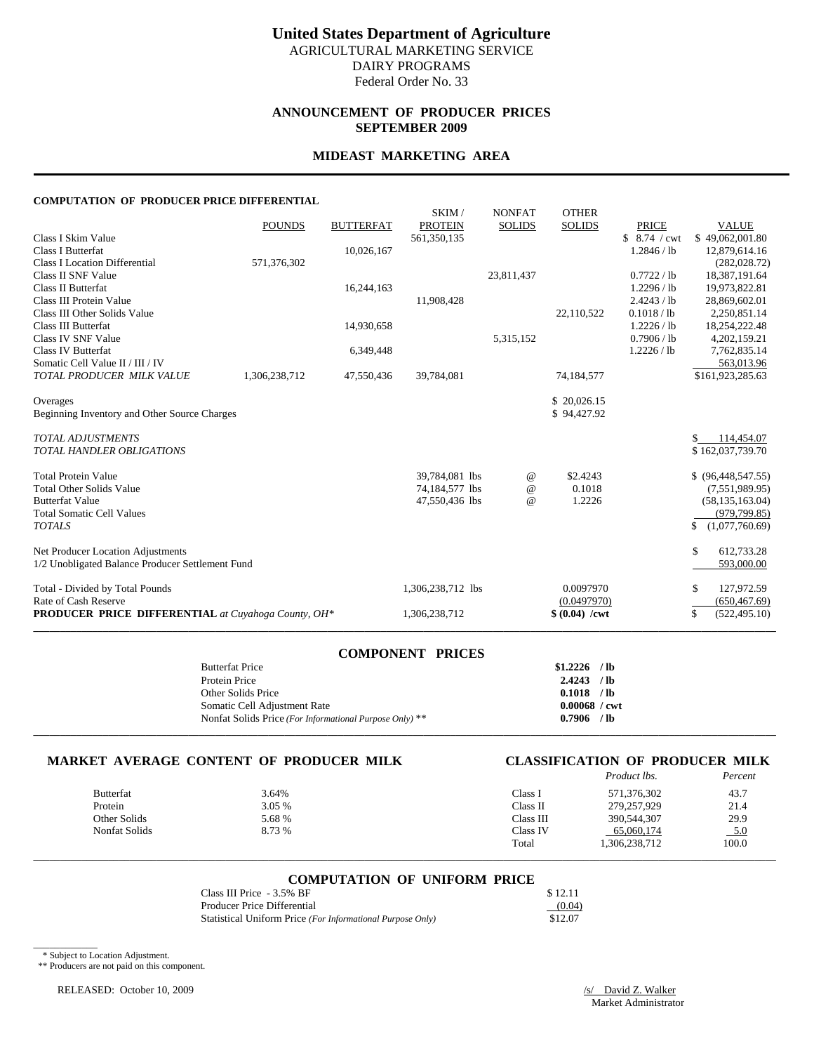# United States Department of Agriculture

AGRICULTURAL MARKETING SERVICE
DAIRY PROGRAMS
Federal Order No. 33

## ANNOUNCEMENT OF PRODUCER PRICES
## SEPTEMBER 2009

## MIDEAST MARKETING AREA

#### COMPUTATION OF PRODUCER PRICE DIFFERENTIAL

| | POUNDS | BUTTERFAT | SKIM / PROTEIN | NONFAT SOLIDS | OTHER SOLIDS | PRICE | VALUE |
|---|---|---|---|---|---|---|---|
| Class I Skim Value | | | 561,350,135 | | | $ 8.74 / cwt | $ 49,062,001.80 |
| Class I Butterfat | | 10,026,167 | | | | 1.2846 / lb | 12,879,614.16 |
| Class I Location Differential | 571,376,302 | | | | | | (282,028.72) |
| Class II SNF Value | | | | 23,811,437 | | 0.7722 / lb | 18,387,191.64 |
| Class II Butterfat | | 16,244,163 | | | | 1.2296 / lb | 19,973,822.81 |
| Class III Protein Value | | | 11,908,428 | | | 2.4243 / lb | 28,869,602.01 |
| Class III Other Solids Value | | | | | 22,110,522 | 0.1018 / lb | 2,250,851.14 |
| Class III Butterfat | | 14,930,658 | | | | 1.2226 / lb | 18,254,222.48 |
| Class IV SNF Value | | | | 5,315,152 | | 0.7906 / lb | 4,202,159.21 |
| Class IV Butterfat | | 6,349,448 | | | | 1.2226 / lb | 7,762,835.14 |
| Somatic Cell Value II / III / IV | | | | | | | 563,013.96 |
| *TOTAL PRODUCER MILK VALUE* | 1,306,238,712 | 47,550,436 | 39,784,081 | | 74,184,577 | | $161,923,285.63 |
| Overages | | | | | $ 20,026.15 | | |
| Beginning Inventory and Other Source Charges | | | | | $ 94,427.92 | | |
| *TOTAL ADJUSTMENTS* | | | | | | | $ 114,454.07 |
| *TOTAL HANDLER OBLIGATIONS* | | | | | | | $ 162,037,739.70 |
| Total Protein Value | | | 39,784,081 lbs | @ | $2.4243 | | $ (96,448,547.55) |
| Total Other Solids Value | | | 74,184,577 lbs | @ | 0.1018 | | (7,551,989.95) |
| Butterfat Value | | | 47,550,436 lbs | @ | 1.2226 | | (58,135,163.04) |
| Total Somatic Cell Values | | | | | | | (979,799.85) |
| *TOTALS* | | | | | | | $ (1,077,760.69) |
| Net Producer Location Adjustments | | | | | | | $ 612,733.28 |
| 1/2 Unobligated Balance Producer Settlement Fund | | | | | | | 593,000.00 |
| Total - Divided by Total Pounds | | | 1,306,238,712 lbs | | 0.0097970 | | $ 127,972.59 |
| Rate of Cash Reserve | | | | | (0.0497970) | | (650,467.69) |
| **PRODUCER PRICE DIFFERENTIAL** *at Cuyahoga County, OH\** | | | 1,306,238,712 | | **$ (0.04) /cwt** | | $ (522,495.10) |

### COMPONENT PRICES

| | |
|---|---|
| Butterfat Price | **$1.2226 / lb** |
| Protein Price | **2.4243 / lb** |
| Other Solids Price | **0.1018 / lb** |
| Somatic Cell Adjustment Rate | **0.00068 / cwt** |
| Nonfat Solids Price *(For Informational Purpose Only)* ** | **0.7906 / lb** |

### MARKET AVERAGE CONTENT OF PRODUCER MILK

| | |
|---|---|
| Butterfat | 3.64% |
| Protein | 3.05 % |
| Other Solids | 5.68 % |
| Nonfat Solids | 8.73 % |

### CLASSIFICATION OF PRODUCER MILK

| | *Product lbs.* | *Percent* |
|---|---|---|
| Class I | 571,376,302 | 43.7 |
| Class II | 279,257,929 | 21.4 |
| Class III | 390,544,307 | 29.9 |
| Class IV | 65,060,174 | 5.0 |
| Total | 1,306,238,712 | 100.0 |

### COMPUTATION OF UNIFORM PRICE

| | |
|---|---|
| Class III Price - 3.5% BF | $ 12.11 |
| Producer Price Differential | (0.04) |
| Statistical Uniform Price *(For Informational Purpose Only)* | $12.07 |

\* Subject to Location Adjustment.
\** Producers are not paid on this component.

RELEASED: October 10, 2009

/s/ David Z. Walker
Market Administrator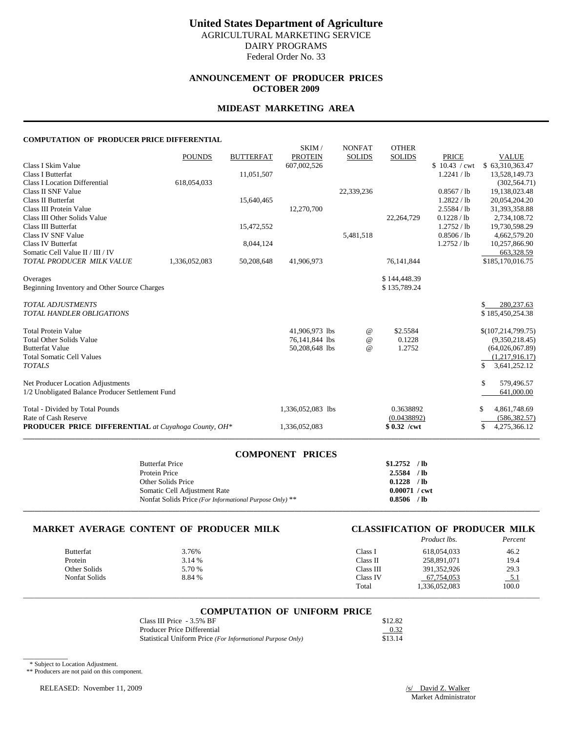# United States Department of Agriculture

AGRICULTURAL MARKETING SERVICE
DAIRY PROGRAMS
Federal Order No. 33

## ANNOUNCEMENT OF PRODUCER PRICES
## OCTOBER 2009

## MIDEAST MARKETING AREA

### COMPUTATION OF PRODUCER PRICE DIFFERENTIAL

| | POUNDS | BUTTERFAT | SKIM / PROTEIN | NONFAT SOLIDS | OTHER SOLIDS | PRICE | VALUE |
|---|---|---|---|---|---|---|---|
| Class I Skim Value | | | 607,002,526 | | | $ 10.43 / cwt | $ 63,310,363.47 |
| Class I Butterfat | | 11,051,507 | | | | 1.2241 / lb | 13,528,149.73 |
| Class I Location Differential | 618,054,033 | | | | | | (302,564.71) |
| Class II SNF Value | | | | 22,339,236 | | 0.8567 / lb | 19,138,023.48 |
| Class II Butterfat | | 15,640,465 | | | | 1.2822 / lb | 20,054,204.20 |
| Class III Protein Value | | | 12,270,700 | | | 2.5584 / lb | 31,393,358.88 |
| Class III Other Solids Value | | | | | 22,264,729 | 0.1228 / lb | 2,734,108.72 |
| Class III Butterfat | | 15,472,552 | | | | 1.2752 / lb | 19,730,598.29 |
| Class IV SNF Value | | | | 5,481,518 | | 0.8506 / lb | 4,662,579.20 |
| Class IV Butterfat | | 8,044,124 | | | | 1.2752 / lb | 10,257,866.90 |
| Somatic Cell Value II / III / IV | | | | | | | 663,328.59 |
| *TOTAL PRODUCER MILK VALUE* | 1,336,052,083 | 50,208,648 | 41,906,973 | | 76,141,844 | | $185,170,016.75 |
| Overages | | | | | $ 144,448.39 | | |
| Beginning Inventory and Other Source Charges | | | | | $ 135,789.24 | | |
| *TOTAL ADJUSTMENTS* | | | | | | | $ 280,237.63 |
| *TOTAL HANDLER OBLIGATIONS* | | | | | | | $ 185,450,254.38 |
| Total Protein Value | | | 41,906,973 lbs | @ | $2.5584 | | $(107,214,799.75) |
| Total Other Solids Value | | | 76,141,844 lbs | @ | 0.1228 | | (9,350,218.45) |
| Butterfat Value | | | 50,208,648 lbs | @ | 1.2752 | | (64,026,067.89) |
| Total Somatic Cell Values | | | | | | | (1,217,916.17) |
| *TOTALS* | | | | | | | $ 3,641,252.12 |
| Net Producer Location Adjustments | | | | | | | $ 579,496.57 |
| 1/2 Unobligated Balance Producer Settlement Fund | | | | | | | 641,000.00 |
| Total - Divided by Total Pounds | | | 1,336,052,083 lbs | | 0.3638892 | | $ 4,861,748.69 |
| Rate of Cash Reserve | | | | | (0.0438892) | | (586,382.57) |
| **PRODUCER PRICE DIFFERENTIAL** *at Cuyahoga County, OH\** | | | 1,336,052,083 | | **$ 0.32 /cwt** | | $ 4,275,366.12 |

### COMPONENT PRICES

| | |
|---|---|
| Butterfat Price | **$1.2752 / lb** |
| Protein Price | **2.5584 / lb** |
| Other Solids Price | **0.1228 / lb** |
| Somatic Cell Adjustment Rate | **0.00071 / cwt** |
| Nonfat Solids Price *(For Informational Purpose Only)* ** | **0.8506 / lb** |

### MARKET AVERAGE CONTENT OF PRODUCER MILK

| | |
|---|---|
| Butterfat | 3.76% |
| Protein | 3.14 % |
| Other Solids | 5.70 % |
| Nonfat Solids | 8.84 % |

### CLASSIFICATION OF PRODUCER MILK

| | *Product lbs.* | *Percent* |
|---|---|---|
| Class I | 618,054,033 | 46.2 |
| Class II | 258,891,071 | 19.4 |
| Class III | 391,352,926 | 29.3 |
| Class IV | 67,754,053 | 5.1 |
| Total | 1,336,052,083 | 100.0 |

### COMPUTATION OF UNIFORM PRICE

| | |
|---|---|
| Class III Price - 3.5% BF | $12.82 |
| Producer Price Differential | 0.32 |
| Statistical Uniform Price *(For Informational Purpose Only)* | $13.14 |

\* Subject to Location Adjustment.
** Producers are not paid on this component.

RELEASED: November 11, 2009

/s/ David Z. Walker
Market Administrator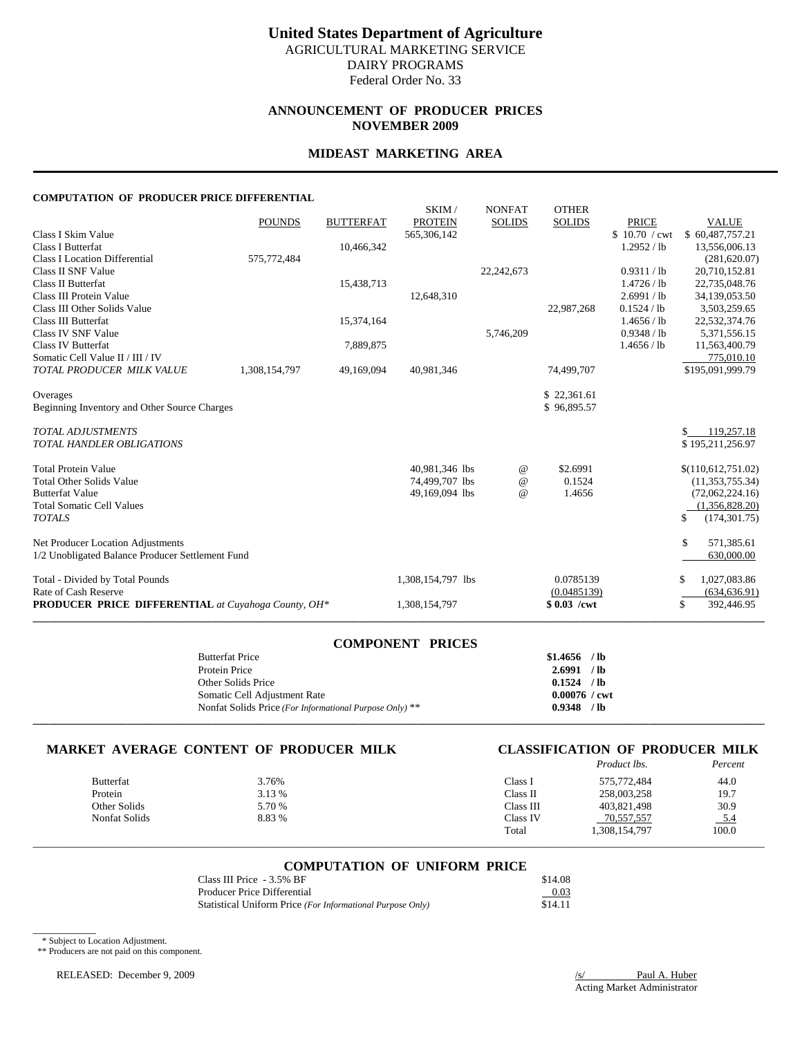# United States Department of Agriculture

AGRICULTURAL MARKETING SERVICE
DAIRY PROGRAMS
Federal Order No. 33

## ANNOUNCEMENT OF PRODUCER PRICES
## NOVEMBER 2009

## MIDEAST MARKETING AREA

**COMPUTATION OF PRODUCER PRICE DIFFERENTIAL**

| | POUNDS | BUTTERFAT | SKIM / PROTEIN | NONFAT SOLIDS | OTHER SOLIDS | PRICE | VALUE |
|---|---|---|---|---|---|---|---|
| Class I Skim Value | | | 565,306,142 | | | $ 10.70 / cwt | $ 60,487,757.21 |
| Class I Butterfat | | 10,466,342 | | | | 1.2952 / lb | 13,556,006.13 |
| Class I Location Differential | 575,772,484 | | | | | | (281,620.07) |
| Class II SNF Value | | | | 22,242,673 | | 0.9311 / lb | 20,710,152.81 |
| Class II Butterfat | | 15,438,713 | | | | 1.4726 / lb | 22,735,048.76 |
| Class III Protein Value | | | 12,648,310 | | | 2.6991 / lb | 34,139,053.50 |
| Class III Other Solids Value | | | | | 22,987,268 | 0.1524 / lb | 3,503,259.65 |
| Class III Butterfat | | 15,374,164 | | | | 1.4656 / lb | 22,532,374.76 |
| Class IV SNF Value | | | | 5,746,209 | | 0.9348 / lb | 5,371,556.15 |
| Class IV Butterfat | | 7,889,875 | | | | 1.4656 / lb | 11,563,400.79 |
| Somatic Cell Value II / III / IV | | | | | | | 775,010.10 |
| *TOTAL PRODUCER MILK VALUE* | 1,308,154,797 | 49,169,094 | 40,981,346 | | 74,499,707 | | $195,091,999.79 |
| Overages | | | | | $ 22,361.61 | | |
| Beginning Inventory and Other Source Charges | | | | | $ 96,895.57 | | |
| *TOTAL ADJUSTMENTS* | | | | | | | $ 119,257.18 |
| *TOTAL HANDLER OBLIGATIONS* | | | | | | | $ 195,211,256.97 |
| Total Protein Value | | | 40,981,346 lbs | @ | $2.6991 | | $(110,612,751.02) |
| Total Other Solids Value | | | 74,499,707 lbs | @ | 0.1524 | | (11,353,755.34) |
| Butterfat Value | | | 49,169,094 lbs | @ | 1.4656 | | (72,062,224.16) |
| Total Somatic Cell Values | | | | | | | (1,356,828.20) |
| *TOTALS* | | | | | | | $ (174,301.75) |
| Net Producer Location Adjustments | | | | | | | $ 571,385.61 |
| 1/2 Unobligated Balance Producer Settlement Fund | | | | | | | 630,000.00 |
| Total - Divided by Total Pounds | | | 1,308,154,797 lbs | | 0.0785139 | | $ 1,027,083.86 |
| Rate of Cash Reserve | | | | | (0.0485139) | | (634,636.91) |
| **PRODUCER PRICE DIFFERENTIAL** *at Cuyahoga County, OH\** | | | 1,308,154,797 | | **$ 0.03 /cwt** | | $ 392,446.95 |

## COMPONENT PRICES

| | |
|---|---|
| Butterfat Price | **$1.4656 / lb** |
| Protein Price | **2.6991 / lb** |
| Other Solids Price | **0.1524 / lb** |
| Somatic Cell Adjustment Rate | **0.00076 / cwt** |
| Nonfat Solids Price *(For Informational Purpose Only)* ** | **0.9348 / lb** |

## MARKET AVERAGE CONTENT OF PRODUCER MILK

| | |
|---|---|
| Butterfat | 3.76% |
| Protein | 3.13 % |
| Other Solids | 5.70 % |
| Nonfat Solids | 8.83 % |

## CLASSIFICATION OF PRODUCER MILK

| | *Product lbs.* | *Percent* |
|---|---|---|
| Class I | 575,772,484 | 44.0 |
| Class II | 258,003,258 | 19.7 |
| Class III | 403,821,498 | 30.9 |
| Class IV | 70,557,557 | 5.4 |
| Total | 1,308,154,797 | 100.0 |

## COMPUTATION OF UNIFORM PRICE

| | |
|---|---|
| Class III Price - 3.5% BF | $14.08 |
| Producer Price Differential | 0.03 |
| Statistical Uniform Price *(For Informational Purpose Only)* | $14.11 |

\* Subject to Location Adjustment.
** Producers are not paid on this component.

RELEASED: December 9, 2009

/s/ Paul A. Huber
Acting Market Administrator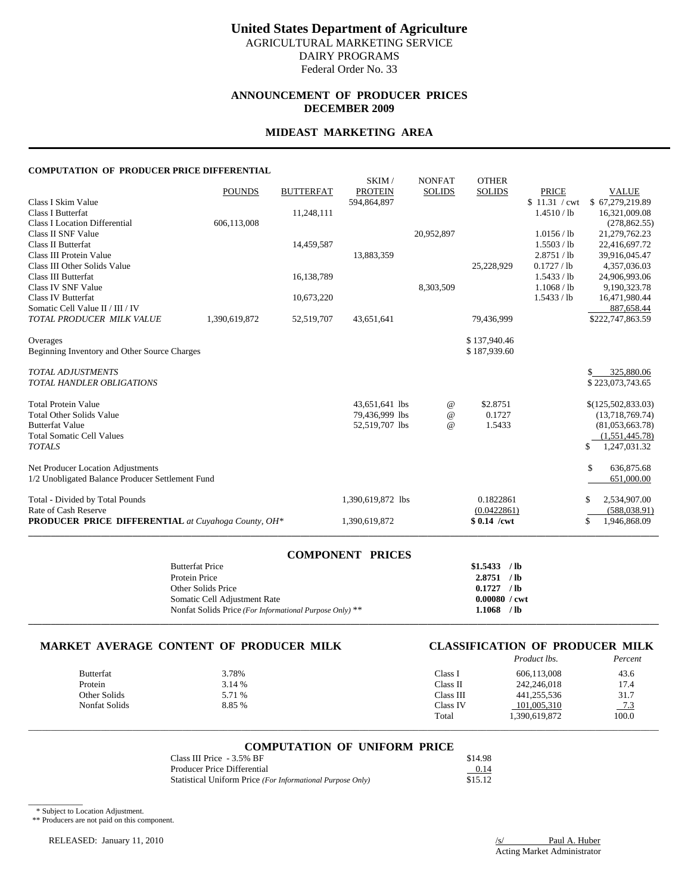# United States Department of Agriculture

AGRICULTURAL MARKETING SERVICE
DAIRY PROGRAMS
Federal Order No. 33

## ANNOUNCEMENT OF PRODUCER PRICES
## DECEMBER 2009

## MIDEAST MARKETING AREA

### COMPUTATION OF PRODUCER PRICE DIFFERENTIAL

| | POUNDS | BUTTERFAT | SKIM / PROTEIN | NONFAT SOLIDS | OTHER SOLIDS | PRICE | VALUE |
|---|---|---|---|---|---|---|---|
| Class I Skim Value | | | 594,864,897 | | | $ 11.31 / cwt | $ 67,279,219.89 |
| Class I Butterfat | | 11,248,111 | | | | 1.4510 / lb | 16,321,009.08 |
| Class I Location Differential | 606,113,008 | | | | | | (278,862.55) |
| Class II SNF Value | | | | 20,952,897 | | 1.0156 / lb | 21,279,762.23 |
| Class II Butterfat | | 14,459,587 | | | | 1.5503 / lb | 22,416,697.72 |
| Class III Protein Value | | | 13,883,359 | | | 2.8751 / lb | 39,916,045.47 |
| Class III Other Solids Value | | | | | 25,228,929 | 0.1727 / lb | 4,357,036.03 |
| Class III Butterfat | | 16,138,789 | | | | 1.5433 / lb | 24,906,993.06 |
| Class IV SNF Value | | | | 8,303,509 | | 1.1068 / lb | 9,190,323.78 |
| Class IV Butterfat | | 10,673,220 | | | | 1.5433 / lb | 16,471,980.44 |
| Somatic Cell Value II / III / IV | | | | | | | 887,658.44 |
| *TOTAL PRODUCER MILK VALUE* | 1,390,619,872 | 52,519,707 | 43,651,641 | | 79,436,999 | | $222,747,863.59 |
| Overages | | | | | $ 137,940.46 | | |
| Beginning Inventory and Other Source Charges | | | | | $ 187,939.60 | | |
| *TOTAL ADJUSTMENTS* | | | | | | | $ 325,880.06 |
| *TOTAL HANDLER OBLIGATIONS* | | | | | | | $ 223,073,743.65 |
| Total Protein Value | | | 43,651,641 lbs | @ | $2.8751 | | $(125,502,833.03) |
| Total Other Solids Value | | | 79,436,999 lbs | @ | 0.1727 | | (13,718,769.74) |
| Butterfat Value | | | 52,519,707 lbs | @ | 1.5433 | | (81,053,663.78) |
| Total Somatic Cell Values | | | | | | | (1,551,445.78) |
| *TOTALS* | | | | | | | $ 1,247,031.32 |
| Net Producer Location Adjustments | | | | | | | $ 636,875.68 |
| 1/2 Unobligated Balance Producer Settlement Fund | | | | | | | 651,000.00 |
| Total - Divided by Total Pounds | | | 1,390,619,872 lbs | | 0.1822861 | | $ 2,534,907.00 |
| Rate of Cash Reserve | | | | | (0.0422861) | | (588,038.91) |
| **PRODUCER PRICE DIFFERENTIAL** *at Cuyahoga County, OH\** | | | 1,390,619,872 | | **$ 0.14 /cwt** | | $ 1,946,868.09 |

### COMPONENT PRICES

| | |
|---|---|
| Butterfat Price | **$1.5433 / lb** |
| Protein Price | **2.8751 / lb** |
| Other Solids Price | **0.1727 / lb** |
| Somatic Cell Adjustment Rate | **0.00080 / cwt** |
| Nonfat Solids Price *(For Informational Purpose Only)* ** | **1.1068 / lb** |

### MARKET AVERAGE CONTENT OF PRODUCER MILK

| | |
|---|---|
| Butterfat | 3.78% |
| Protein | 3.14 % |
| Other Solids | 5.71 % |
| Nonfat Solids | 8.85 % |

### CLASSIFICATION OF PRODUCER MILK

| | *Product lbs.* | *Percent* |
|---|---|---|
| Class I | 606,113,008 | 43.6 |
| Class II | 242,246,018 | 17.4 |
| Class III | 441,255,536 | 31.7 |
| Class IV | 101,005,310 | 7.3 |
| Total | 1,390,619,872 | 100.0 |

### COMPUTATION OF UNIFORM PRICE

| | |
|---|---|
| Class III Price - 3.5% BF | $14.98 |
| Producer Price Differential | 0.14 |
| Statistical Uniform Price *(For Informational Purpose Only)* | $15.12 |

\* Subject to Location Adjustment.
** Producers are not paid on this component.

RELEASED: January 11, 2010

/s/ Paul A. Huber
Acting Market Administrator